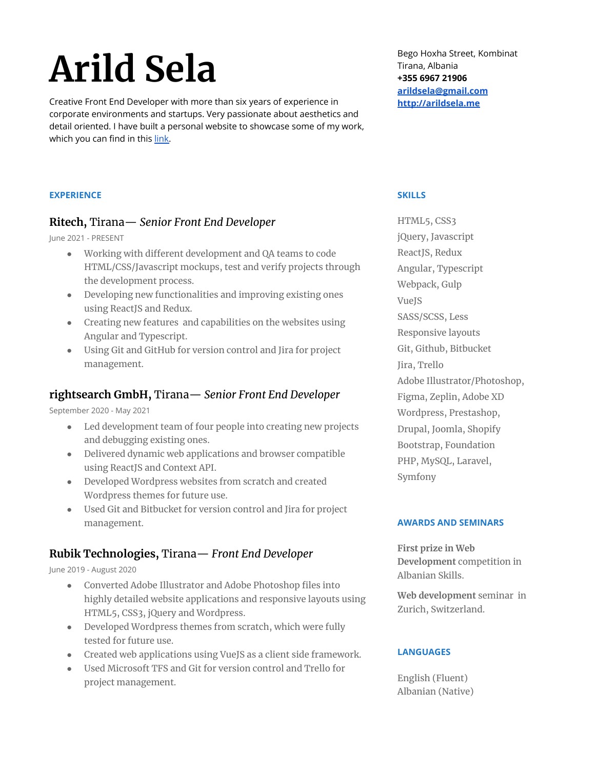# Arild Sela

Creative Front End Developer with more than six years of experience in corporate environments and startups. Very passionate about aesthetics and detail oriented. I have built a personal website to showcase some of my work, which you can find in this link.

Bego Hoxha Street, Kombinat
Tirana, Albania
**+355 6967 21906**
**arildsela@gmail.com**
**http://arildsela.me**

## EXPERIENCE

### **Ritech,** Tirana— *Senior Front End Developer*

June 2021 - PRESENT

- Working with different development and QA teams to code HTML/CSS/Javascript mockups, test and verify projects through the development process.
- Developing new functionalities and improving existing ones using ReactJS and Redux.
- Creating new features and capabilities on the websites using Angular and Typescript.
- Using Git and GitHub for version control and Jira for project management.

### **rightsearch GmbH,** Tirana— *Senior Front End Developer*

September 2020 - May 2021

- Led development team of four people into creating new projects and debugging existing ones.
- Delivered dynamic web applications and browser compatible using ReactJS and Context API.
- Developed Wordpress websites from scratch and created Wordpress themes for future use.
- Used Git and Bitbucket for version control and Jira for project management.

### **Rubik Technologies,** Tirana— *Front End Developer*

June 2019 - August 2020

- Converted Adobe Illustrator and Adobe Photoshop files into highly detailed website applications and responsive layouts using HTML5, CSS3, jQuery and Wordpress.
- Developed Wordpress themes from scratch, which were fully tested for future use.
- Created web applications using VueJS as a client side framework.
- Used Microsoft TFS and Git for version control and Trello for project management.

## SKILLS

HTML5, CSS3
jQuery, Javascript
ReactJS, Redux
Angular, Typescript
Webpack, Gulp
VueJS
SASS/SCSS, Less
Responsive layouts
Git, Github, Bitbucket
Jira, Trello
Adobe Illustrator/Photoshop, Figma, Zeplin, Adobe XD
Wordpress, Prestashop, Drupal, Joomla, Shopify
Bootstrap, Foundation
PHP, MySQL, Laravel, Symfony

## AWARDS AND SEMINARS

**First prize in Web Development** competition in Albanian Skills.

**Web development** seminar in Zurich, Switzerland.

## LANGUAGES

English (Fluent)
Albanian (Native)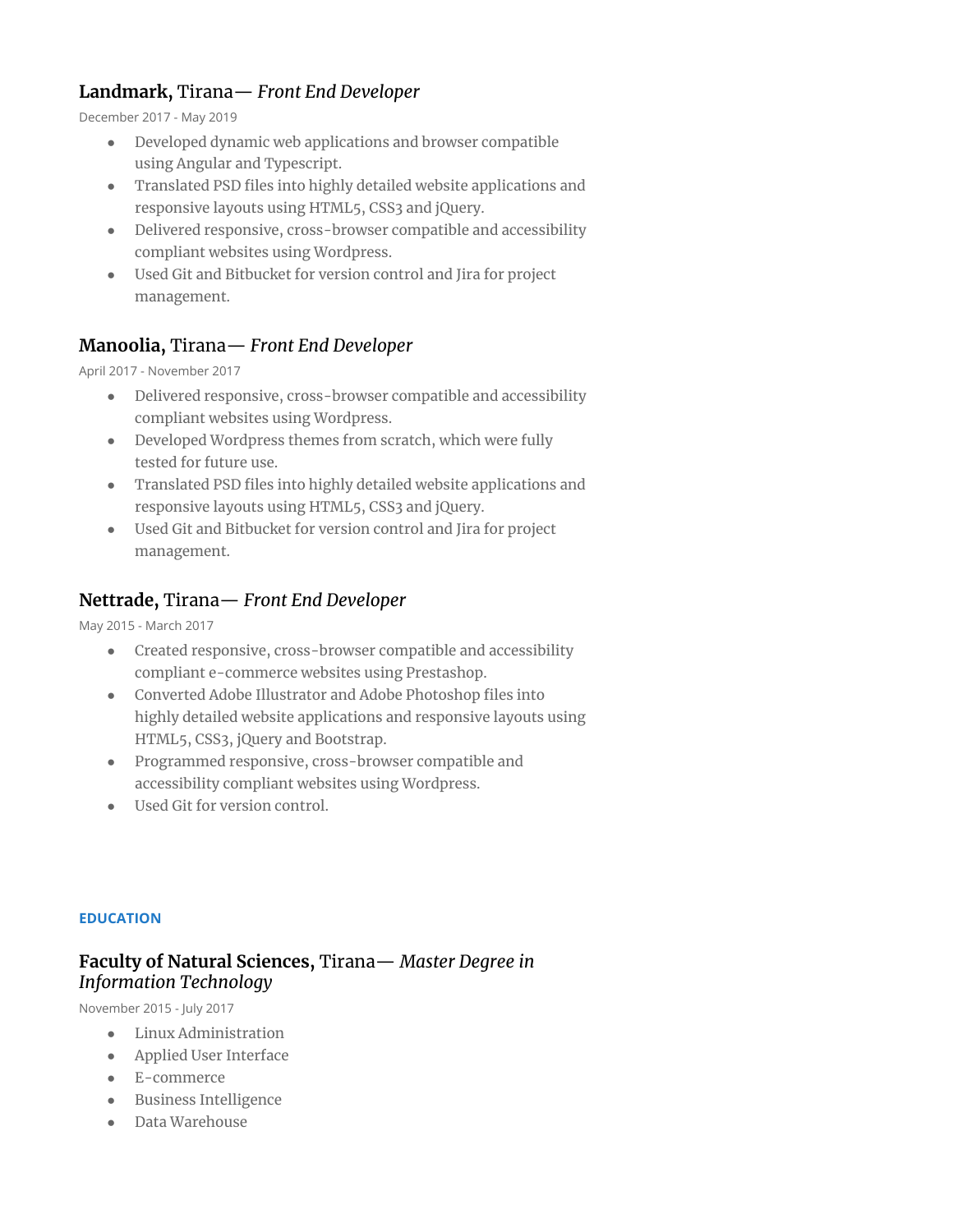### **Landmark,** Tirana— *Front End Developer*

December 2017 - May 2019

- Developed dynamic web applications and browser compatible using Angular and Typescript.
- Translated PSD files into highly detailed website applications and responsive layouts using HTML5, CSS3 and jQuery.
- Delivered responsive, cross-browser compatible and accessibility compliant websites using Wordpress.
- Used Git and Bitbucket for version control and Jira for project management.

### **Manoolia,** Tirana— *Front End Developer*

April 2017 - November 2017

- Delivered responsive, cross-browser compatible and accessibility compliant websites using Wordpress.
- Developed Wordpress themes from scratch, which were fully tested for future use.
- Translated PSD files into highly detailed website applications and responsive layouts using HTML5, CSS3 and jQuery.
- Used Git and Bitbucket for version control and Jira for project management.

### **Nettrade,** Tirana— *Front End Developer*

May 2015 - March 2017

- Created responsive, cross-browser compatible and accessibility compliant e-commerce websites using Prestashop.
- Converted Adobe Illustrator and Adobe Photoshop files into highly detailed website applications and responsive layouts using HTML5, CSS3, jQuery and Bootstrap.
- Programmed responsive, cross-browser compatible and accessibility compliant websites using Wordpress.
- Used Git for version control.

## EDUCATION

### **Faculty of Natural Sciences,** Tirana— *Master Degree in Information Technology*

November 2015 - July 2017

- Linux Administration
- Applied User Interface
- E-commerce
- Business Intelligence
- Data Warehouse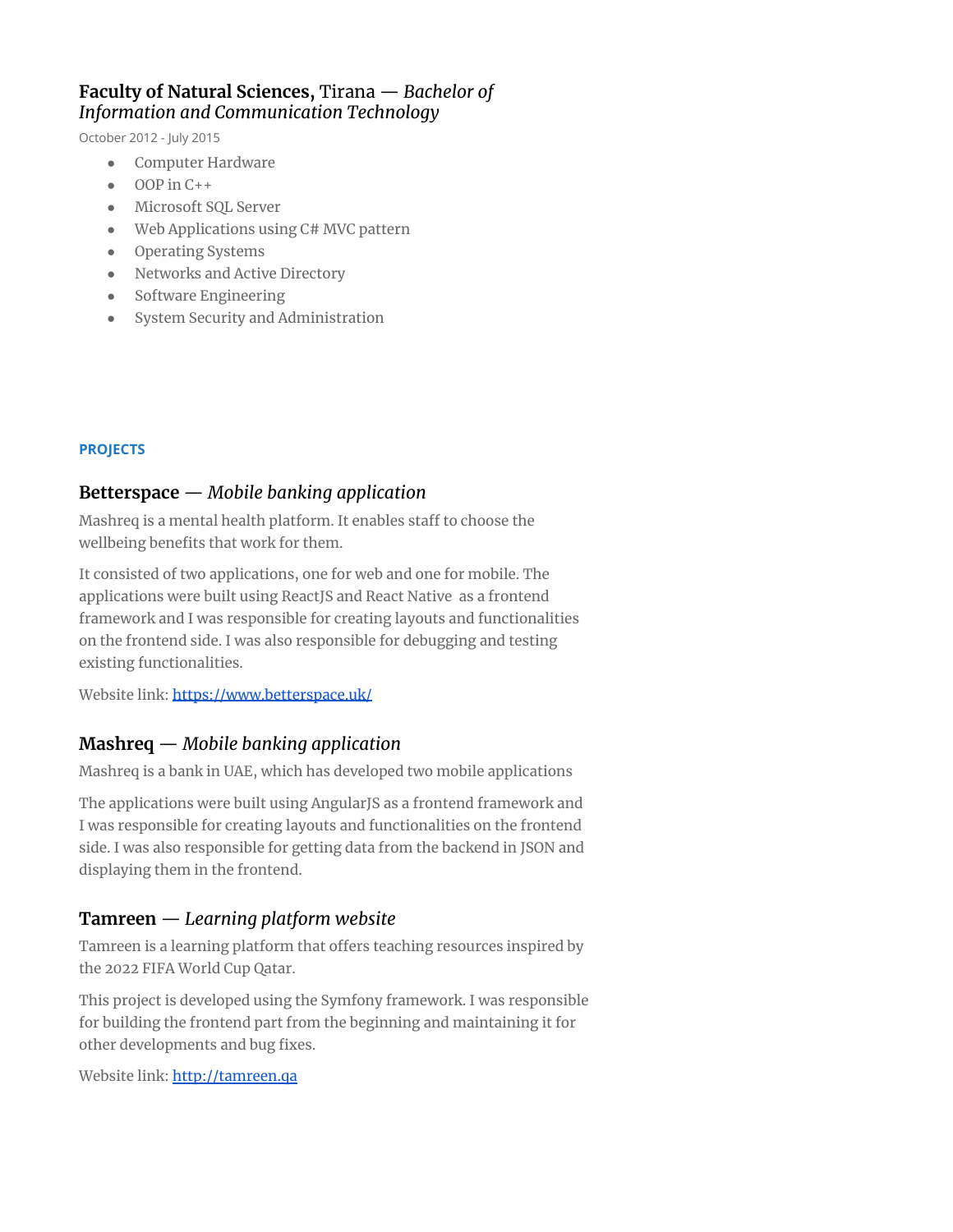### **Faculty of Natural Sciences,** Tirana — *Bachelor of Information and Communication Technology*

October 2012 - July 2015

- Computer Hardware
- OOP in C++
- Microsoft SQL Server
- Web Applications using C# MVC pattern
- Operating Systems
- Networks and Active Directory
- Software Engineering
- System Security and Administration

## PROJECTS

### **Betterspace** — *Mobile banking application*

Mashreq is a mental health platform. It enables staff to choose the wellbeing benefits that work for them.

It consisted of two applications, one for web and one for mobile. The applications were built using ReactJS and React Native as a frontend framework and I was responsible for creating layouts and functionalities on the frontend side. I was also responsible for debugging and testing existing functionalities.

Website link: [https://www.betterspace.uk/](https://www.betterspace.uk/)

### **Mashreq** — *Mobile banking application*

Mashreq is a bank in UAE, which has developed two mobile applications

The applications were built using AngularJS as a frontend framework and I was responsible for creating layouts and functionalities on the frontend side. I was also responsible for getting data from the backend in JSON and displaying them in the frontend.

### **Tamreen** — *Learning platform website*

Tamreen is a learning platform that offers teaching resources inspired by the 2022 FIFA World Cup Qatar.

This project is developed using the Symfony framework. I was responsible for building the frontend part from the beginning and maintaining it for other developments and bug fixes.

Website link: [http://tamreen.qa](http://tamreen.qa)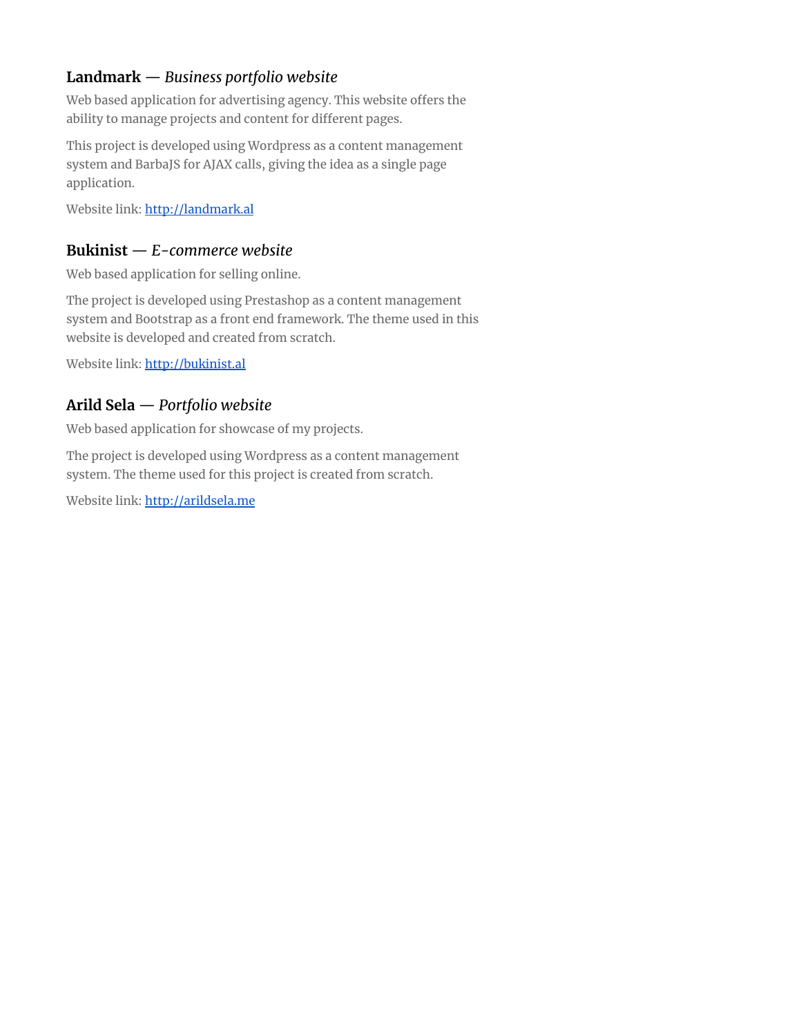### **Landmark** — *Business portfolio website*

Web based application for advertising agency. This website offers the ability to manage projects and content for different pages.

This project is developed using Wordpress as a content management system and BarbaJS for AJAX calls, giving the idea as a single page application.

Website link: [http://landmark.al](http://landmark.al)

### **Bukinist** — *E-commerce website*

Web based application for selling online.

The project is developed using Prestashop as a content management system and Bootstrap as a front end framework. The theme used in this website is developed and created from scratch.

Website link: [http://bukinist.al](http://bukinist.al)

### **Arild Sela** — *Portfolio website*

Web based application for showcase of my projects.

The project is developed using Wordpress as a content management system. The theme used for this project is created from scratch.

Website link: [http://arildsela.me](http://arildsela.me)